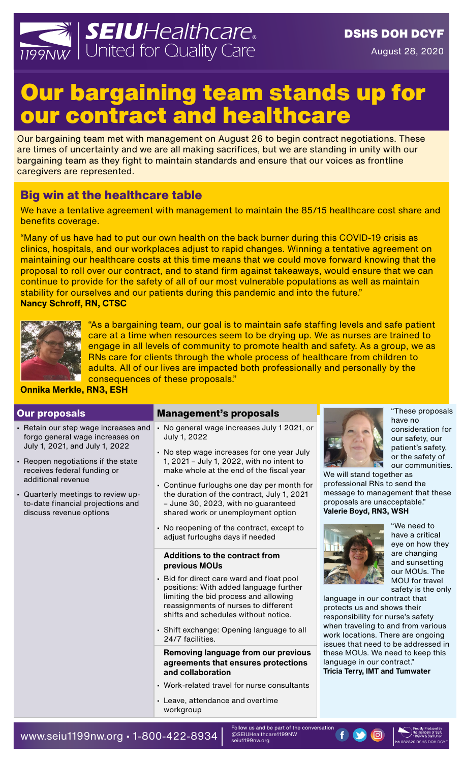SEIUHealthcare 1199NW | United for Quality Care

**DSHS DOH DCYF**

August 28, 2020

# Our bargaining team stands up for our contract and healthcare

Our bargaining team met with management on August 26 to begin contract negotiations. These are times of uncertainty and we are all making sacrifices, but we are standing in unity with our bargaining team as they fight to maintain standards and ensure that our voices as frontline caregivers are represented.

## Big win at the healthcare table

We have a tentative agreement with management to maintain the 85/15 healthcare cost share and benefits coverage.

"Many of us have had to put our own health on the back burner during this COVID-19 crisis as clinics, hospitals, and our workplaces adjust to rapid changes. Winning a tentative agreement on maintaining our healthcare costs at this time means that we could move forward knowing that the proposal to roll over our contract, and to stand firm against takeaways, would ensure that we can continue to provide for the safety of all of our most vulnerable populations as well as maintain stability for ourselves and our patients during this pandemic and into the future."
**Nancy Schroff, RN, CTSC**

"As a bargaining team, our goal is to maintain safe staffing levels and safe patient care at a time when resources seem to be drying up. We as nurses are trained to engage in all levels of community to promote health and safety. As a group, we as RNs care for clients through the whole process of healthcare from children to adults. All of our lives are impacted both professionally and personally by the consequences of these proposals."
**Onnika Merkle, RN3, ESH**

### Our proposals

- Retain our step wage increases and forgo general wage increases on July 1, 2021, and July 1, 2022
- Reopen negotiations if the state receives federal funding or additional revenue
- Quarterly meetings to review up-to-date financial projections and discuss revenue options

### Management's proposals

- No general wage increases July 1 2021, or July 1, 2022
- No step wage increases for one year July 1, 2021 – July 1, 2022, with no intent to make whole at the end of the fiscal year
- Continue furloughs one day per month for the duration of the contract, July 1, 2021 – June 30, 2023, with no guaranteed shared work or unemployment option
- No reopening of the contract, except to adjust furloughs days if needed

**Additions to the contract from previous MOUs**

- Bid for direct care ward and float pool positions: With added language further limiting the bid process and allowing reassignments of nurses to different shifts and schedules without notice.
- Shift exchange: Opening language to all 24/7 facilities.

**Removing language from our previous agreements that ensures protections and collaboration**

- Work-related travel for nurse consultants
- Leave, attendance and overtime workgroup

"These proposals have no consideration for our safety, our patient's safety, or the safety of our communities. We will stand together as professional RNs to send the message to management that these proposals are unacceptable."
**Valerie Boyd, RN3, WSH**

"We need to have a critical eye on how they are changing and sunsetting our MOUs. The MOU for travel safety is the only language in our contract that protects us and shows their responsibility for nurse's safety when traveling to and from various work locations. There are ongoing issues that need to be addressed in these MOUs. We need to keep this language in our contract."
**Tricia Terry, IMT and Tumwater**

www.seiu1199nw.org • 1-800-422-8934 | Follow us and be part of the conversation @SEIUHealthcare1199NW seiu1199nw.org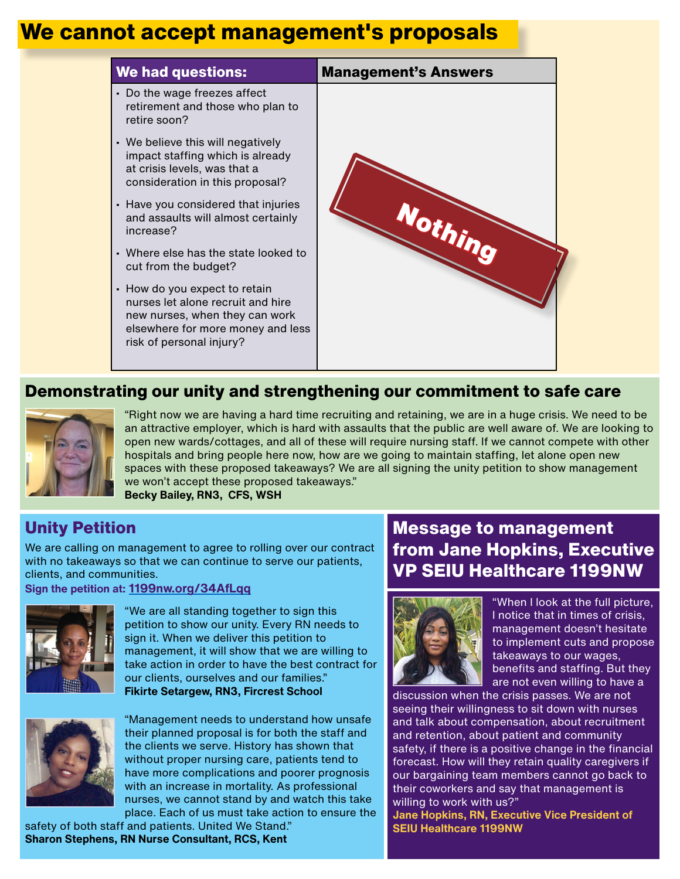# We cannot accept management's proposals

| We had questions: | Management's Answers |
| --- | --- |
| • Do the wage freezes affect retirement and those who plan to retire soon?<br>• We believe this will negatively impact staffing which is already at crisis levels, was that a consideration in this proposal?<br>• Have you considered that injuries and assaults will almost certainly increase?<br>• Where else has the state looked to cut from the budget?<br>• How do you expect to retain nurses let alone recruit and hire new nurses, when they can work elsewhere for more money and less risk of personal injury? | Nothing |

## Demonstrating our unity and strengthening our commitment to safe care

"Right now we are having a hard time recruiting and retaining, we are in a huge crisis. We need to be an attractive employer, which is hard with assaults that the public are well aware of. We are looking to open new wards/cottages, and all of these will require nursing staff. If we cannot compete with other hospitals and bring people here now, how are we going to maintain staffing, let alone open new spaces with these proposed takeaways? We are all signing the unity petition to show management we won't accept these proposed takeaways."
**Becky Bailey, RN3, CFS, WSH**

## Unity Petition

We are calling on management to agree to rolling over our contract with no takeaways so that we can continue to serve our patients, clients, and communities.

**Sign the petition at: 1199nw.org/34AfLqq**

"We are all standing together to sign this petition to show our unity. Every RN needs to sign it. When we deliver this petition to management, it will show that we are willing to take action in order to have the best contract for our clients, ourselves and our families."
**Fikirte Setargew, RN3, Fircrest School**

"Management needs to understand how unsafe their planned proposal is for both the staff and the clients we serve. History has shown that without proper nursing care, patients tend to have more complications and poorer prognosis with an increase in mortality. As professional nurses, we cannot stand by and watch this take place. Each of us must take action to ensure the safety of both staff and patients. United We Stand."
**Sharon Stephens, RN Nurse Consultant, RCS, Kent**

## Message to management from Jane Hopkins, Executive VP SEIU Healthcare 1199NW

"When I look at the full picture, I notice that in times of crisis, management doesn't hesitate to implement cuts and propose takeaways to our wages, benefits and staffing. But they are not even willing to have a discussion when the crisis passes. We are not seeing their willingness to sit down with nurses and talk about compensation, about recruitment and retention, about patient and community safety, if there is a positive change in the financial forecast. How will they retain quality caregivers if our bargaining team members cannot go back to their coworkers and say that management is willing to work with us?"
**Jane Hopkins, RN, Executive Vice President of SEIU Healthcare 1199NW**